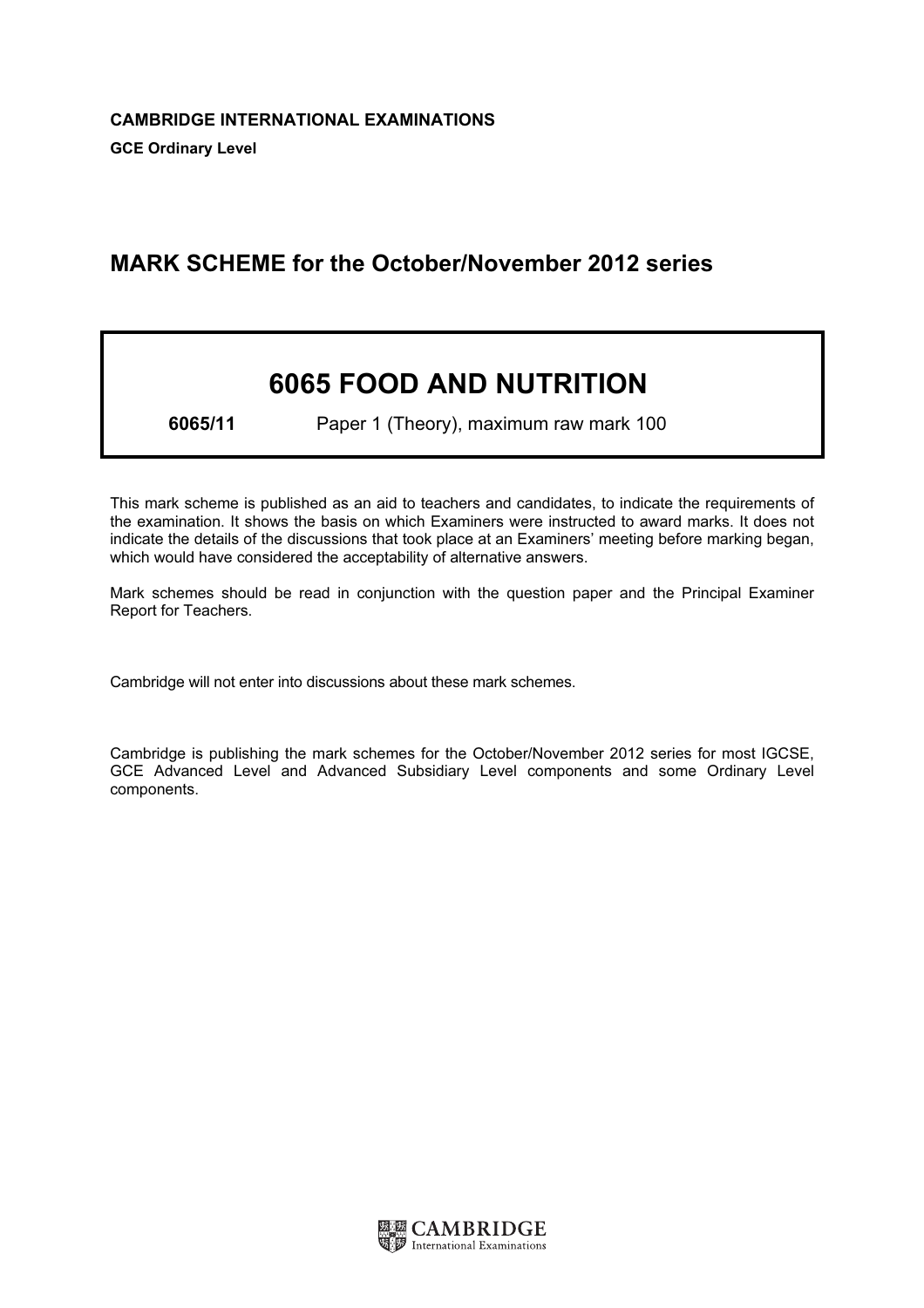**CAMBRIDGE INTERNATIONAL EXAMINATIONS**

**GCE Ordinary Level**

## MARK SCHEME for the October/November 2012 series

# 6065 FOOD AND NUTRITION

**6065/11** Paper 1 (Theory), maximum raw mark 100

This mark scheme is published as an aid to teachers and candidates, to indicate the requirements of the examination. It shows the basis on which Examiners were instructed to award marks. It does not indicate the details of the discussions that took place at an Examiners' meeting before marking began, which would have considered the acceptability of alternative answers.

Mark schemes should be read in conjunction with the question paper and the Principal Examiner Report for Teachers.

Cambridge will not enter into discussions about these mark schemes.

Cambridge is publishing the mark schemes for the October/November 2012 series for most IGCSE, GCE Advanced Level and Advanced Subsidiary Level components and some Ordinary Level components.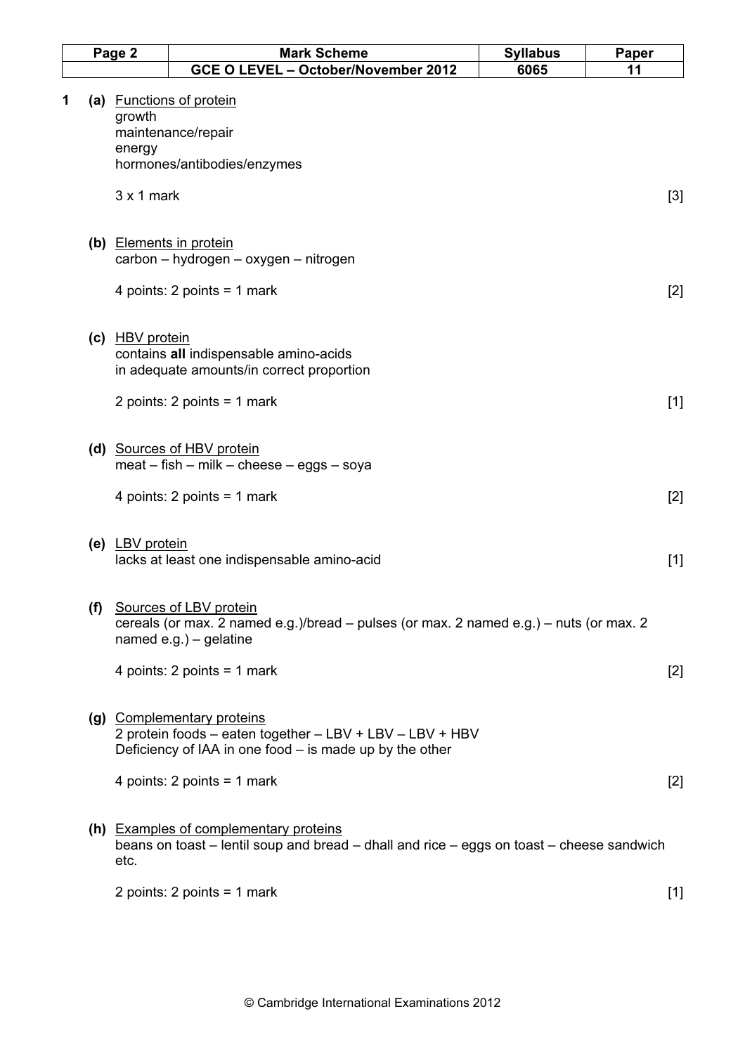| Page 2 | Mark Scheme | Syllabus | Paper |
| --- | --- | --- | --- |
| | GCE O LEVEL – October/November 2012 | 6065 | 11 |

**1 (a)** Functions of protein
growth
maintenance/repair
energy
hormones/antibodies/enzymes

3 x 1 mark **[3]**

**(b)** Elements in protein
carbon – hydrogen – oxygen – nitrogen

4 points: 2 points = 1 mark **[2]**

**(c)** HBV protein
contains **all** indispensable amino-acids
in adequate amounts/in correct proportion

2 points: 2 points = 1 mark **[1]**

**(d)** Sources of HBV protein
meat – fish – milk – cheese – eggs – soya

4 points: 2 points = 1 mark **[2]**

**(e)** LBV protein
lacks at least one indispensable amino-acid **[1]**

**(f)** Sources of LBV protein
cereals (or max. 2 named e.g.)/bread – pulses (or max. 2 named e.g.) – nuts (or max. 2 named e.g.) – gelatine

4 points: 2 points = 1 mark **[2]**

**(g)** Complementary proteins
2 protein foods – eaten together – LBV + LBV – LBV + HBV
Deficiency of IAA in one food – is made up by the other

4 points: 2 points = 1 mark **[2]**

**(h)** Examples of complementary proteins
beans on toast – lentil soup and bread – dhall and rice – eggs on toast – cheese sandwich etc.

2 points: 2 points = 1 mark **[1]**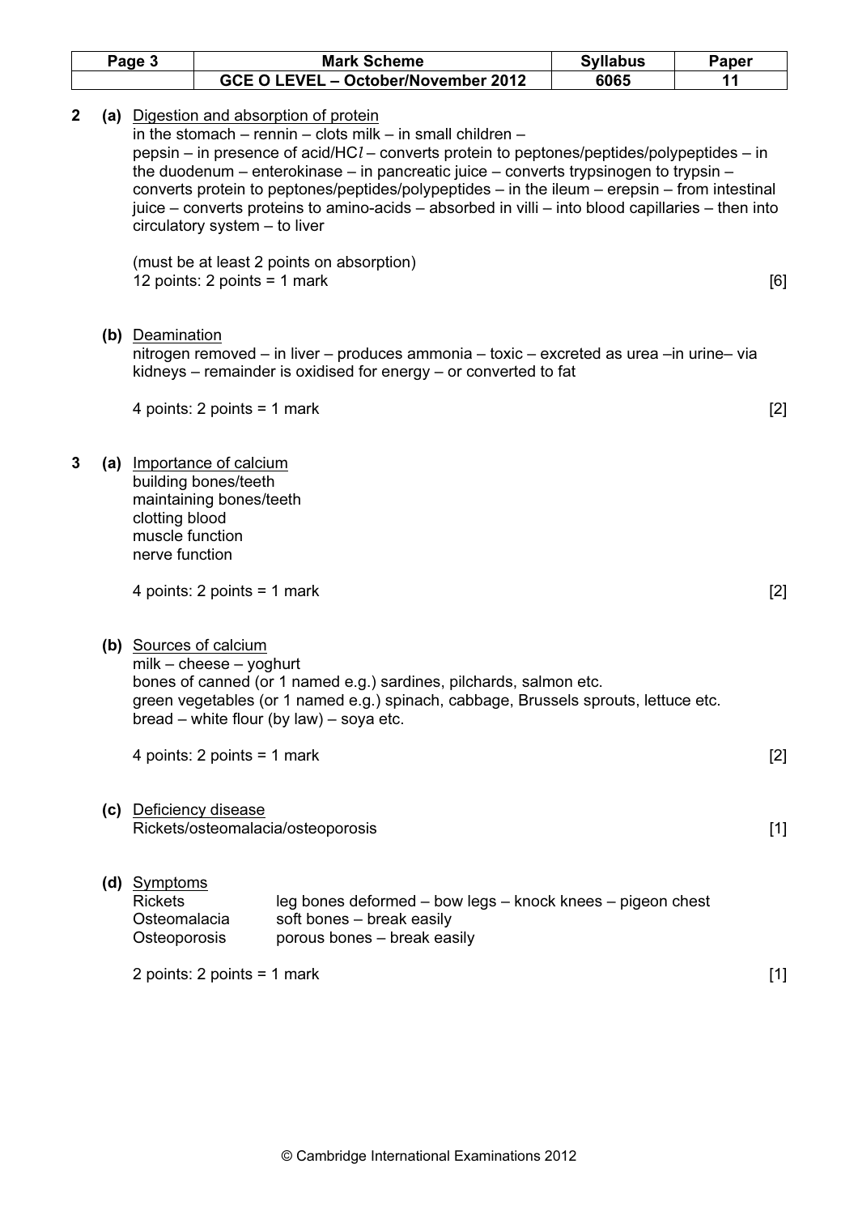**2 (a)** Digestion and absorption of protein

in the stomach – rennin – clots milk – in small children – pepsin – in presence of acid/HC$l$ – converts protein to peptones/peptides/polypeptides – in the duodenum – enterokinase – in pancreatic juice – converts trypsinogen to trypsin – converts protein to peptones/peptides/polypeptides – in the ileum – erepsin – from intestinal juice – converts proteins to amino-acids – absorbed in villi – into blood capillaries – then into circulatory system – to liver

(must be at least 2 points on absorption)
12 points: 2 points = 1 mark **[6]**

**(b)** Deamination

nitrogen removed – in liver – produces ammonia – toxic – excreted as urea –in urine– via kidneys – remainder is oxidised for energy – or converted to fat

4 points: 2 points = 1 mark **[2]**

**3 (a)** Importance of calcium

building bones/teeth
maintaining bones/teeth
clotting blood
muscle function
nerve function

4 points: 2 points = 1 mark **[2]**

**(b)** Sources of calcium

milk – cheese – yoghurt
bones of canned (or 1 named e.g.) sardines, pilchards, salmon etc.
green vegetables (or 1 named e.g.) spinach, cabbage, Brussels sprouts, lettuce etc.
bread – white flour (by law) – soya etc.

4 points: 2 points = 1 mark **[2]**

**(c)** Deficiency disease

Rickets/osteomalacia/osteoporosis **[1]**

**(d)** Symptoms

| | |
|---|---|
| Rickets | leg bones deformed – bow legs – knock knees – pigeon chest |
| Osteomalacia | soft bones – break easily |
| Osteoporosis | porous bones – break easily |

2 points: 2 points = 1 mark **[1]**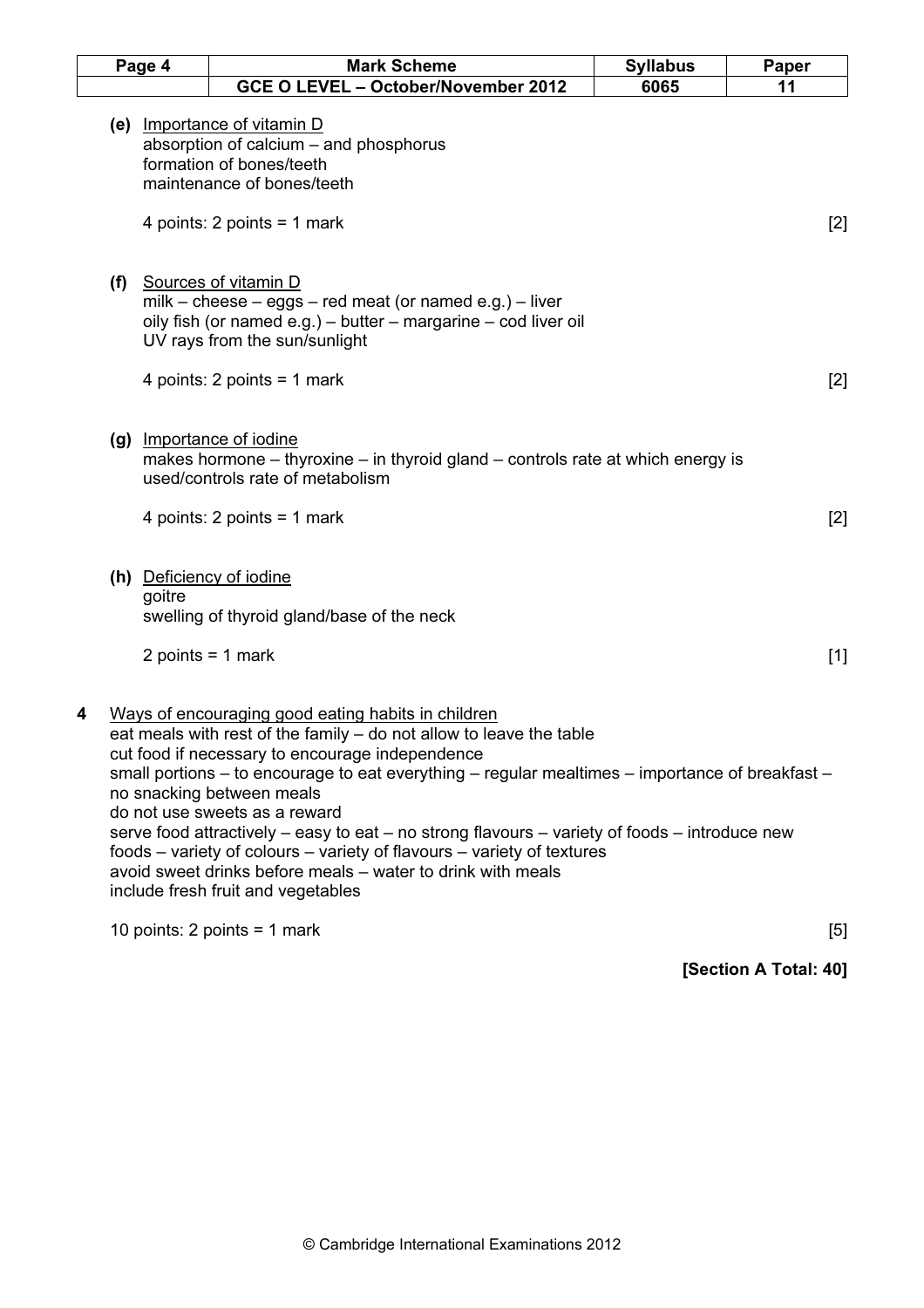**(e)** Importance of vitamin D
absorption of calcium – and phosphorus
formation of bones/teeth
maintenance of bones/teeth

4 points: 2 points = 1 mark [2]

**(f)** Sources of vitamin D
milk – cheese – eggs – red meat (or named e.g.) – liver
oily fish (or named e.g.) – butter – margarine – cod liver oil
UV rays from the sun/sunlight

4 points: 2 points = 1 mark [2]

**(g)** Importance of iodine
makes hormone – thyroxine – in thyroid gland – controls rate at which energy is used/controls rate of metabolism

4 points: 2 points = 1 mark [2]

**(h)** Deficiency of iodine
goitre
swelling of thyroid gland/base of the neck

2 points = 1 mark [1]

**4** Ways of encouraging good eating habits in children
eat meals with rest of the family – do not allow to leave the table
cut food if necessary to encourage independence
small portions – to encourage to eat everything – regular mealtimes – importance of breakfast – no snacking between meals
do not use sweets as a reward
serve food attractively – easy to eat – no strong flavours – variety of foods – introduce new foods – variety of colours – variety of flavours – variety of textures
avoid sweet drinks before meals – water to drink with meals
include fresh fruit and vegetables

10 points: 2 points = 1 mark [5]

**[Section A Total: 40]**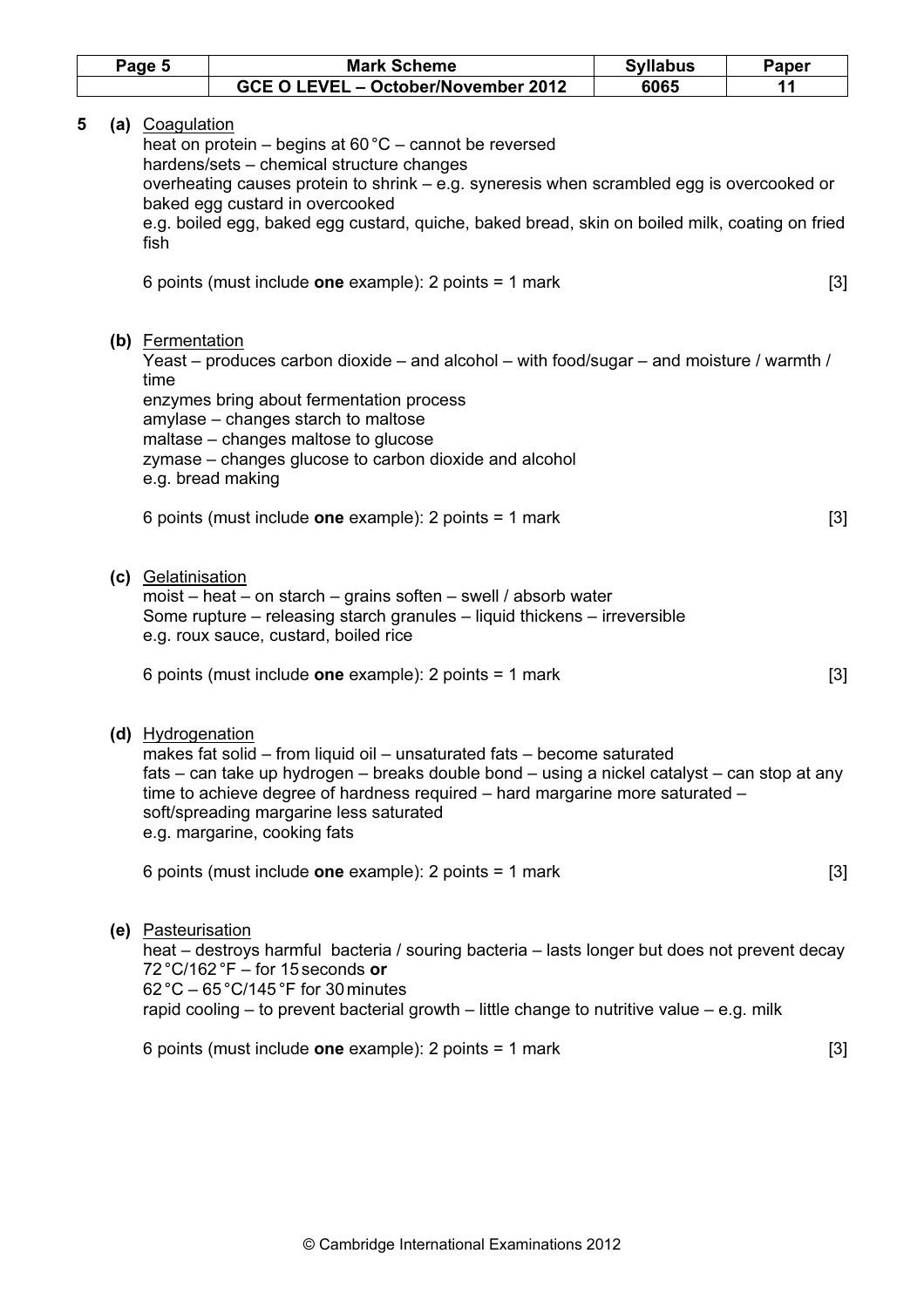**5 (a)** <u>Coagulation</u>

heat on protein – begins at 60 °C – cannot be reversed
hardens/sets – chemical structure changes
overheating causes protein to shrink – e.g. syneresis when scrambled egg is overcooked or baked egg custard in overcooked
e.g. boiled egg, baked egg custard, quiche, baked bread, skin on boiled milk, coating on fried fish

6 points (must include **one** example): 2 points = 1 mark [3]

**(b)** <u>Fermentation</u>

Yeast – produces carbon dioxide – and alcohol – with food/sugar – and moisture / warmth / time
enzymes bring about fermentation process
amylase – changes starch to maltose
maltase – changes maltose to glucose
zymase – changes glucose to carbon dioxide and alcohol
e.g. bread making

6 points (must include **one** example): 2 points = 1 mark [3]

**(c)** <u>Gelatinisation</u>

moist – heat – on starch – grains soften – swell / absorb water
Some rupture – releasing starch granules – liquid thickens – irreversible
e.g. roux sauce, custard, boiled rice

6 points (must include **one** example): 2 points = 1 mark [3]

**(d)** <u>Hydrogenation</u>

makes fat solid – from liquid oil – unsaturated fats – become saturated
fats – can take up hydrogen – breaks double bond – using a nickel catalyst – can stop at any time to achieve degree of hardness required – hard margarine more saturated – soft/spreading margarine less saturated
e.g. margarine, cooking fats

6 points (must include **one** example): 2 points = 1 mark [3]

**(e)** <u>Pasteurisation</u>

heat – destroys harmful bacteria / souring bacteria – lasts longer but does not prevent decay
72 °C/162 °F – for 15 seconds **or**
62 °C – 65 °C/145 °F for 30 minutes
rapid cooling – to prevent bacterial growth – little change to nutritive value – e.g. milk

6 points (must include **one** example): 2 points = 1 mark [3]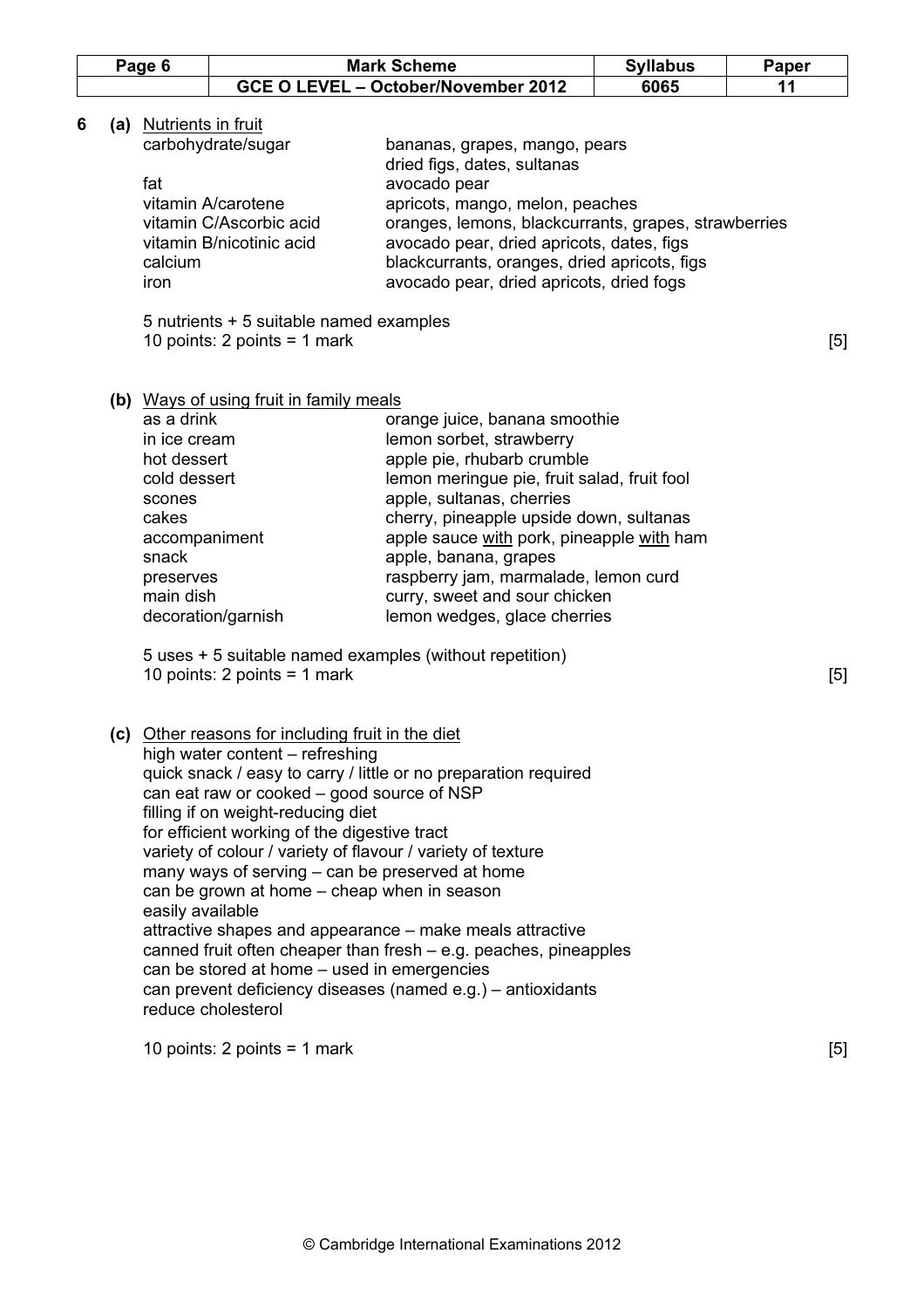**6 (a)** <u>Nutrients in fruit</u>

| | |
|---|---|
| carbohydrate/sugar | bananas, grapes, mango, pears<br>dried figs, dates, sultanas |
| fat | avocado pear |
| vitamin A/carotene | apricots, mango, melon, peaches |
| vitamin C/Ascorbic acid | oranges, lemons, blackcurrants, grapes, strawberries |
| vitamin B/nicotinic acid | avocado pear, dried apricots, dates, figs |
| calcium | blackcurrants, oranges, dried apricots, figs |
| iron | avocado pear, dried apricots, dried fogs |

5 nutrients + 5 suitable named examples
10 points: 2 points = 1 mark **[5]**

**(b)** <u>Ways of using fruit in family meals</u>

| | |
|---|---|
| as a drink | orange juice, banana smoothie |
| in ice cream | lemon sorbet, strawberry |
| hot dessert | apple pie, rhubarb crumble |
| cold dessert | lemon meringue pie, fruit salad, fruit fool |
| scones | apple, sultanas, cherries |
| cakes | cherry, pineapple upside down, sultanas |
| accompaniment | apple sauce <u>with</u> pork, pineapple <u>with</u> ham |
| snack | apple, banana, grapes |
| preserves | raspberry jam, marmalade, lemon curd |
| main dish | curry, sweet and sour chicken |
| decoration/garnish | lemon wedges, glace cherries |

5 uses + 5 suitable named examples (without repetition)
10 points: 2 points = 1 mark **[5]**

**(c)** <u>Other reasons for including fruit in the diet</u>

high water content – refreshing
quick snack / easy to carry / little or no preparation required
can eat raw or cooked – good source of NSP
filling if on weight-reducing diet
for efficient working of the digestive tract
variety of colour / variety of flavour / variety of texture
many ways of serving – can be preserved at home
can be grown at home – cheap when in season
easily available
attractive shapes and appearance – make meals attractive
canned fruit often cheaper than fresh – e.g. peaches, pineapples
can be stored at home – used in emergencies
can prevent deficiency diseases (named e.g.) – antioxidants
reduce cholesterol

10 points: 2 points = 1 mark **[5]**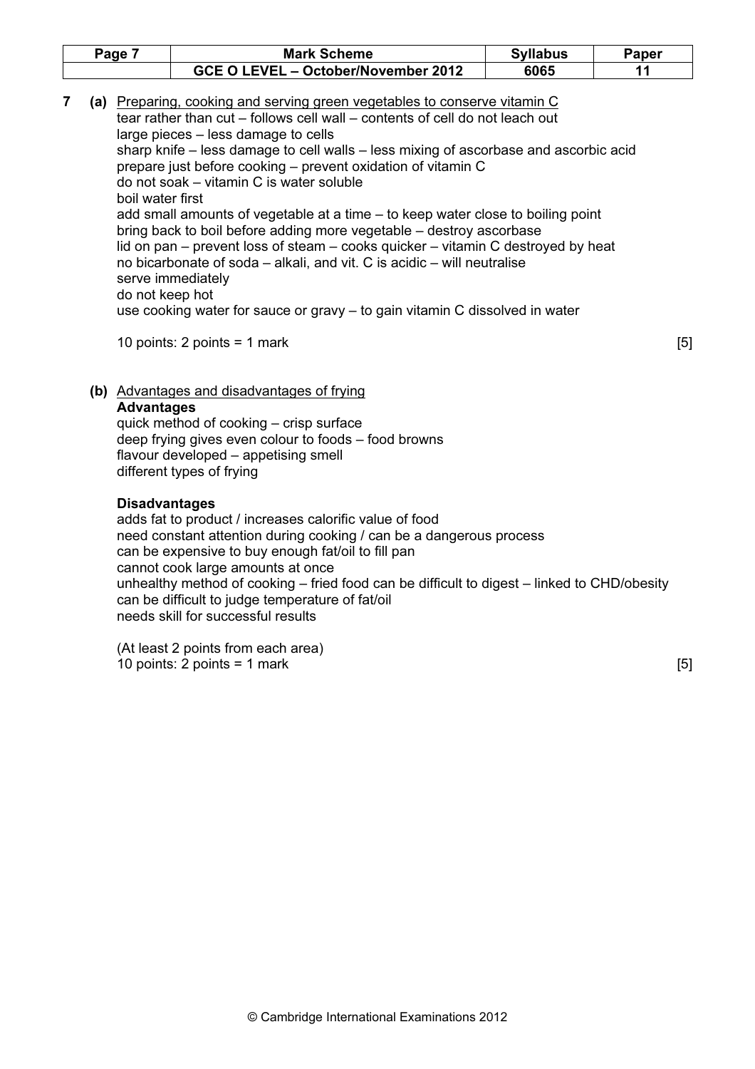**7 (a)** <u>Preparing, cooking and serving green vegetables to conserve vitamin C</u>

tear rather than cut – follows cell wall – contents of cell do not leach out
large pieces – less damage to cells
sharp knife – less damage to cell walls – less mixing of ascorbase and ascorbic acid
prepare just before cooking – prevent oxidation of vitamin C
do not soak – vitamin C is water soluble
boil water first
add small amounts of vegetable at a time – to keep water close to boiling point
bring back to boil before adding more vegetable – destroy ascorbase
lid on pan – prevent loss of steam – cooks quicker – vitamin C destroyed by heat
no bicarbonate of soda – alkali, and vit. C is acidic – will neutralise
serve immediately
do not keep hot
use cooking water for sauce or gravy – to gain vitamin C dissolved in water

10 points: 2 points = 1 mark [5]

**(b)** <u>Advantages and disadvantages of frying</u>

**Advantages**

quick method of cooking – crisp surface
deep frying gives even colour to foods – food browns
flavour developed – appetising smell
different types of frying

**Disadvantages**

adds fat to product / increases calorific value of food
need constant attention during cooking / can be a dangerous process
can be expensive to buy enough fat/oil to fill pan
cannot cook large amounts at once
unhealthy method of cooking – fried food can be difficult to digest – linked to CHD/obesity
can be difficult to judge temperature of fat/oil
needs skill for successful results

(At least 2 points from each area)
10 points: 2 points = 1 mark [5]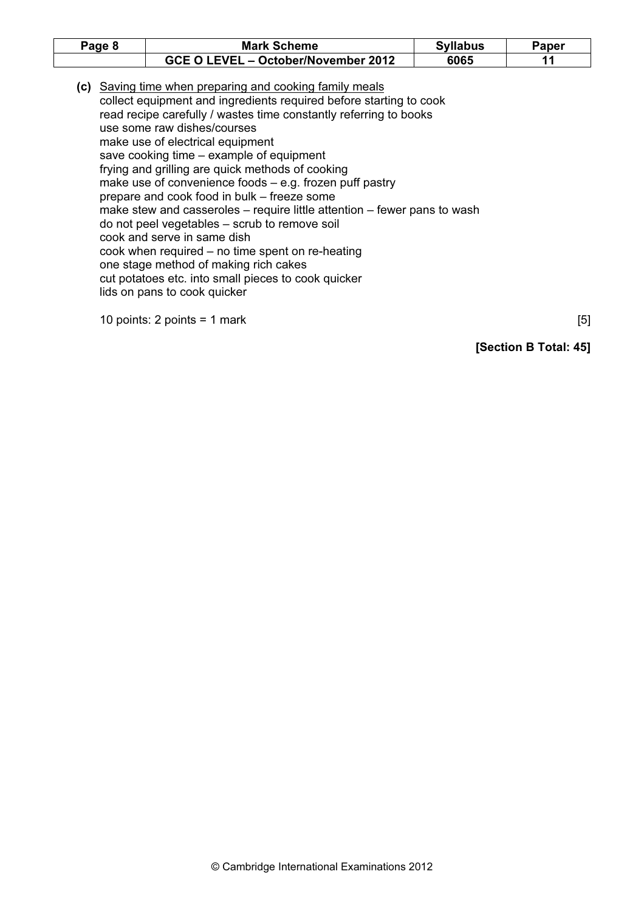**(c)** <u>Saving time when preparing and cooking family meals</u>
collect equipment and ingredients required before starting to cook
read recipe carefully / wastes time constantly referring to books
use some raw dishes/courses
make use of electrical equipment
save cooking time – example of equipment
frying and grilling are quick methods of cooking
make use of convenience foods – e.g. frozen puff pastry
prepare and cook food in bulk – freeze some
make stew and casseroles – require little attention – fewer pans to wash
do not peel vegetables – scrub to remove soil
cook and serve in same dish
cook when required – no time spent on re-heating
one stage method of making rich cakes
cut potatoes etc. into small pieces to cook quicker
lids on pans to cook quicker

10 points: 2 points = 1 mark [5]

**[Section B Total: 45]**

© Cambridge International Examinations 2012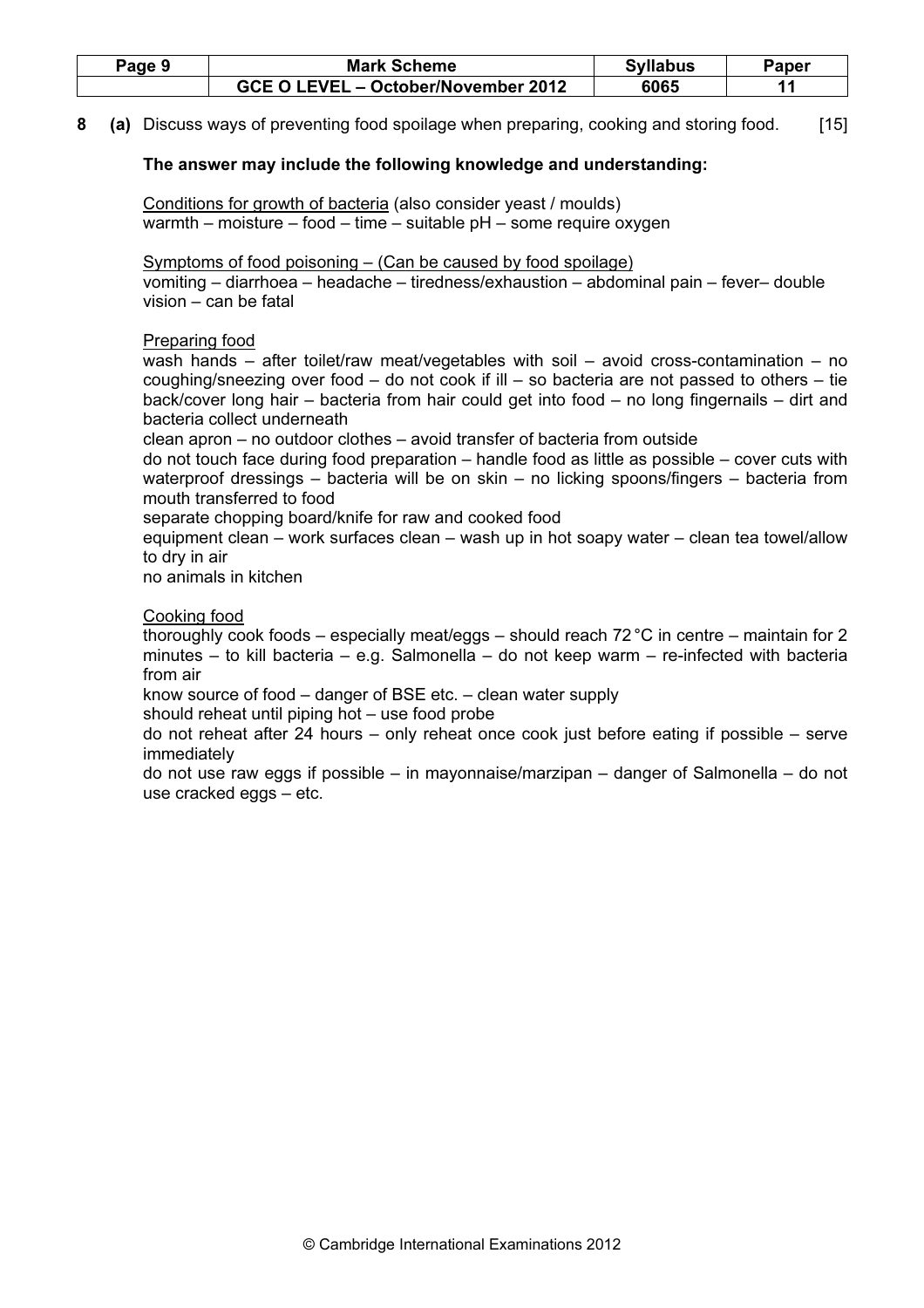**8 (a)** Discuss ways of preventing food spoilage when preparing, cooking and storing food. [15]

**The answer may include the following knowledge and understanding:**

<u>Conditions for growth of bacteria</u> (also consider yeast / moulds)
warmth – moisture – food – time – suitable pH – some require oxygen

<u>Symptoms of food poisoning – (Can be caused by food spoilage)</u>
vomiting – diarrhoea – headache – tiredness/exhaustion – abdominal pain – fever– double vision – can be fatal

<u>Preparing food</u>
wash hands – after toilet/raw meat/vegetables with soil – avoid cross-contamination – no coughing/sneezing over food – do not cook if ill – so bacteria are not passed to others – tie back/cover long hair – bacteria from hair could get into food – no long fingernails – dirt and bacteria collect underneath
clean apron – no outdoor clothes – avoid transfer of bacteria from outside
do not touch face during food preparation – handle food as little as possible – cover cuts with waterproof dressings – bacteria will be on skin – no licking spoons/fingers – bacteria from mouth transferred to food
separate chopping board/knife for raw and cooked food
equipment clean – work surfaces clean – wash up in hot soapy water – clean tea towel/allow to dry in air
no animals in kitchen

<u>Cooking food</u>
thoroughly cook foods – especially meat/eggs – should reach 72 °C in centre – maintain for 2 minutes – to kill bacteria – e.g. Salmonella – do not keep warm – re-infected with bacteria from air
know source of food – danger of BSE etc. – clean water supply
should reheat until piping hot – use food probe
do not reheat after 24 hours – only reheat once cook just before eating if possible – serve immediately
do not use raw eggs if possible – in mayonnaise/marzipan – danger of Salmonella – do not use cracked eggs – etc.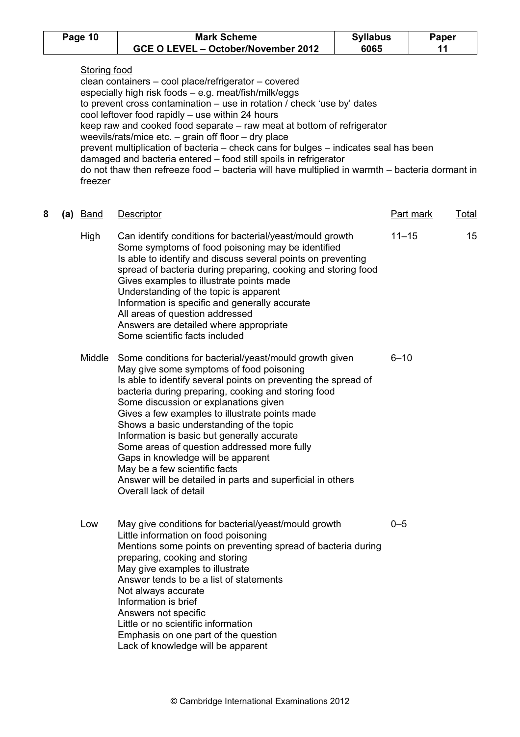Storing food

clean containers – cool place/refrigerator – covered
especially high risk foods – e.g. meat/fish/milk/eggs
to prevent cross contamination – use in rotation / check 'use by' dates
cool leftover food rapidly – use within 24 hours
keep raw and cooked food separate – raw meat at bottom of refrigerator
weevils/rats/mice etc. – grain off floor – dry place
prevent multiplication of bacteria – check cans for bulges – indicates seal has been damaged and bacteria entered – food still spoils in refrigerator
do not thaw then refreeze food – bacteria will have multiplied in warmth – bacteria dormant in freezer

**8 (a)**

| Band | Descriptor | Part mark | Total |
|---|---|---|---|
| High | Can identify conditions for bacterial/yeast/mould growth<br>Some symptoms of food poisoning may be identified<br>Is able to identify and discuss several points on preventing spread of bacteria during preparing, cooking and storing food<br>Gives examples to illustrate points made<br>Understanding of the topic is apparent<br>Information is specific and generally accurate<br>All areas of question addressed<br>Answers are detailed where appropriate<br>Some scientific facts included | 11–15 | 15 |
| Middle | Some conditions for bacterial/yeast/mould growth given<br>May give some symptoms of food poisoning<br>Is able to identify several points on preventing the spread of bacteria during preparing, cooking and storing food<br>Some discussion or explanations given<br>Gives a few examples to illustrate points made<br>Shows a basic understanding of the topic<br>Information is basic but generally accurate<br>Some areas of question addressed more fully<br>Gaps in knowledge will be apparent<br>May be a few scientific facts<br>Answer will be detailed in parts and superficial in others<br>Overall lack of detail | 6–10 | |
| Low | May give conditions for bacterial/yeast/mould growth<br>Little information on food poisoning<br>Mentions some points on preventing spread of bacteria during preparing, cooking and storing<br>May give examples to illustrate<br>Answer tends to be a list of statements<br>Not always accurate<br>Information is brief<br>Answers not specific<br>Little or no scientific information<br>Emphasis on one part of the question<br>Lack of knowledge will be apparent | 0–5 | |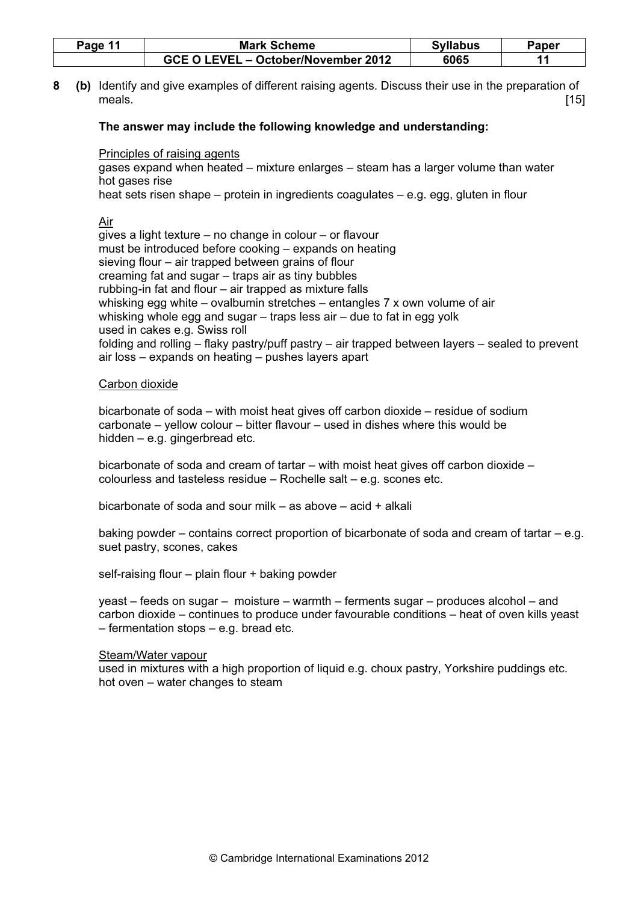**8 (b)** Identify and give examples of different raising agents. Discuss their use in the preparation of meals. [15]

**The answer may include the following knowledge and understanding:**

Principles of raising agents
gases expand when heated – mixture enlarges – steam has a larger volume than water
hot gases rise
heat sets risen shape – protein in ingredients coagulates – e.g. egg, gluten in flour

Air
gives a light texture – no change in colour – or flavour
must be introduced before cooking – expands on heating
sieving flour – air trapped between grains of flour
creaming fat and sugar – traps air as tiny bubbles
rubbing-in fat and flour – air trapped as mixture falls
whisking egg white – ovalbumin stretches – entangles 7 x own volume of air
whisking whole egg and sugar – traps less air – due to fat in egg yolk
used in cakes e.g. Swiss roll
folding and rolling – flaky pastry/puff pastry – air trapped between layers – sealed to prevent air loss – expands on heating – pushes layers apart

Carbon dioxide

bicarbonate of soda – with moist heat gives off carbon dioxide – residue of sodium carbonate – yellow colour – bitter flavour – used in dishes where this would be hidden – e.g. gingerbread etc.

bicarbonate of soda and cream of tartar – with moist heat gives off carbon dioxide – colourless and tasteless residue – Rochelle salt – e.g. scones etc.

bicarbonate of soda and sour milk – as above – acid + alkali

baking powder – contains correct proportion of bicarbonate of soda and cream of tartar – e.g. suet pastry, scones, cakes

self-raising flour – plain flour + baking powder

yeast – feeds on sugar – moisture – warmth – ferments sugar – produces alcohol – and carbon dioxide – continues to produce under favourable conditions – heat of oven kills yeast – fermentation stops – e.g. bread etc.

Steam/Water vapour
used in mixtures with a high proportion of liquid e.g. choux pastry, Yorkshire puddings etc.
hot oven – water changes to steam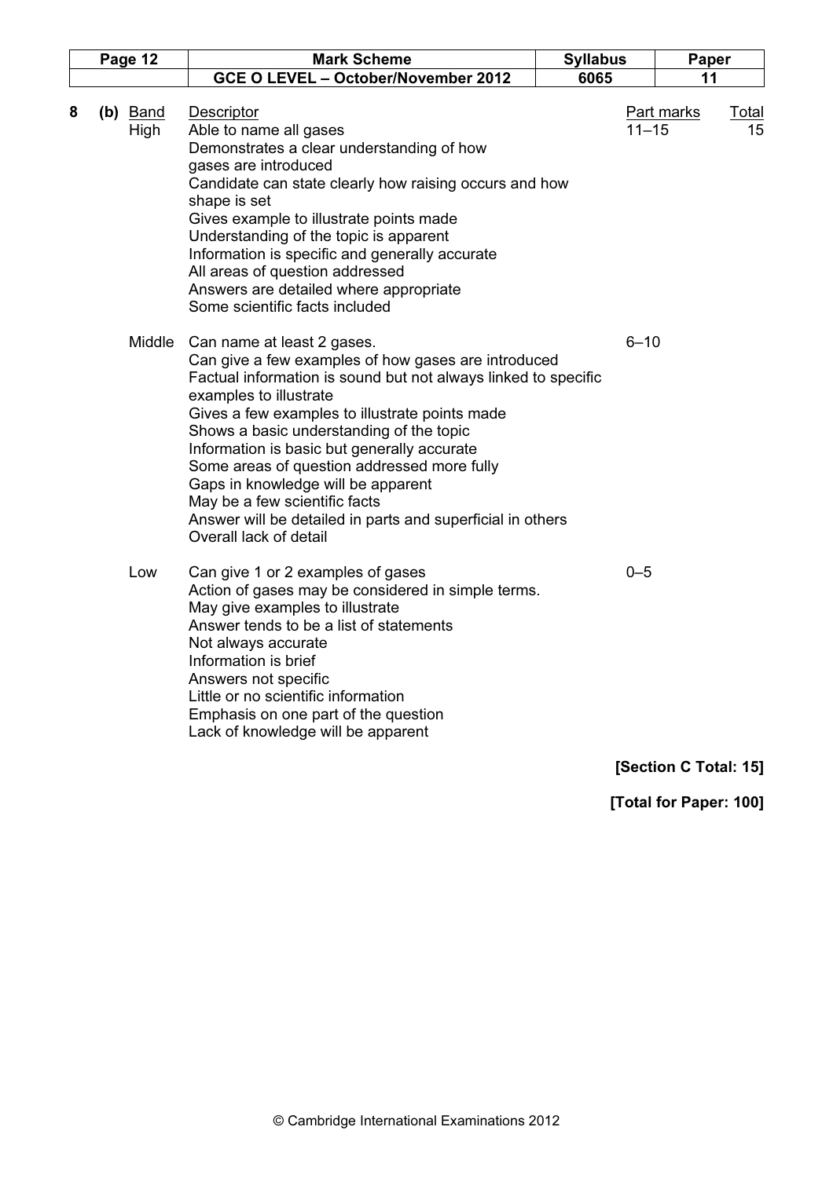| | | | | |
|---|---|---|---|---|
| **8** | **(b)** Band | Descriptor | Part marks | Total |
| | High | Able to name all gases<br>Demonstrates a clear understanding of how gases are introduced<br>Candidate can state clearly how raising occurs and how shape is set<br>Gives example to illustrate points made<br>Understanding of the topic is apparent<br>Information is specific and generally accurate<br>All areas of question addressed<br>Answers are detailed where appropriate<br>Some scientific facts included | 11–15 | 15 |
| | Middle | Can name at least 2 gases.<br>Can give a few examples of how gases are introduced<br>Factual information is sound but not always linked to specific examples to illustrate<br>Gives a few examples to illustrate points made<br>Shows a basic understanding of the topic<br>Information is basic but generally accurate<br>Some areas of question addressed more fully<br>Gaps in knowledge will be apparent<br>May be a few scientific facts<br>Answer will be detailed in parts and superficial in others<br>Overall lack of detail | 6–10 | |
| | Low | Can give 1 or 2 examples of gases<br>Action of gases may be considered in simple terms.<br>May give examples to illustrate<br>Answer tends to be a list of statements<br>Not always accurate<br>Information is brief<br>Answers not specific<br>Little or no scientific information<br>Emphasis on one part of the question<br>Lack of knowledge will be apparent | 0–5 | |

**[Section C Total: 15]**

**[Total for Paper: 100]**